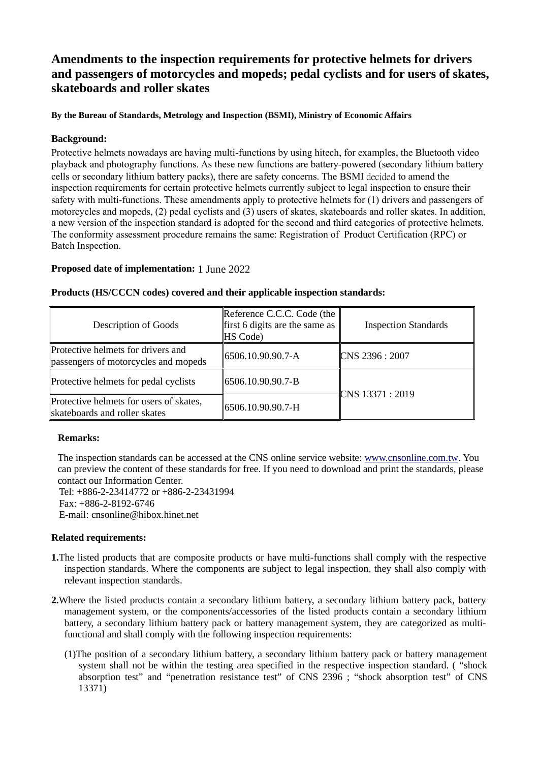# Amendments to the inspection requirements for protective helmets for drivers and passengers of motorcycles and mopeds; pedal cyclists and for users of skates, skateboards and roller skates

**By the Bureau of Standards, Metrology and Inspection (BSMI), Ministry of Economic Affairs**

**Background:**

Protective helmets nowadays are having multi-functions by using hitech, for examples, the Bluetooth video playback and photography functions. As these new functions are battery-powered (secondary lithium battery cells or secondary lithium battery packs), there are safety concerns. The BSMI decided to amend the inspection requirements for certain protective helmets currently subject to legal inspection to ensure their safety with multi-functions. These amendments apply to protective helmets for (1) drivers and passengers of motorcycles and mopeds, (2) pedal cyclists and (3) users of skates, skateboards and roller skates. In addition, a new version of the inspection standard is adopted for the second and third categories of protective helmets. The conformity assessment procedure remains the same: Registration of Product Certification (RPC) or Batch Inspection.

**Proposed date of implementation:** 1 June 2022

**Products (HS/CCCN codes) covered and their applicable inspection standards:**

| Description of Goods | Reference C.C.C. Code (the first 6 digits are the same as HS Code) | Inspection Standards |
|---|---|---|
| Protective helmets for drivers and passengers of motorcycles and mopeds | 6506.10.90.90.7-A | CNS 2396 : 2007 |
| Protective helmets for pedal cyclists | 6506.10.90.90.7-B | CNS 13371 : 2019 |
| Protective helmets for users of skates, skateboards and roller skates | 6506.10.90.90.7-H | |

**Remarks:**

The inspection standards can be accessed at the CNS online service website: www.cnsonline.com.tw. You can preview the content of these standards for free. If you need to download and print the standards, please contact our Information Center.
Tel: +886-2-23414772 or +886-2-23431994
Fax: +886-2-8192-6746
E-mail: cnsonline@hibox.hinet.net

**Related requirements:**

**1.** The listed products that are composite products or have multi-functions shall comply with the respective inspection standards. Where the components are subject to legal inspection, they shall also comply with relevant inspection standards.

**2.** Where the listed products contain a secondary lithium battery, a secondary lithium battery pack, battery management system, or the components/accessories of the listed products contain a secondary lithium battery, a secondary lithium battery pack or battery management system, they are categorized as multi-functional and shall comply with the following inspection requirements:

(1) The position of a secondary lithium battery, a secondary lithium battery pack or battery management system shall not be within the testing area specified in the respective inspection standard. ( "shock absorption test" and "penetration resistance test" of CNS 2396 ; "shock absorption test" of CNS 13371)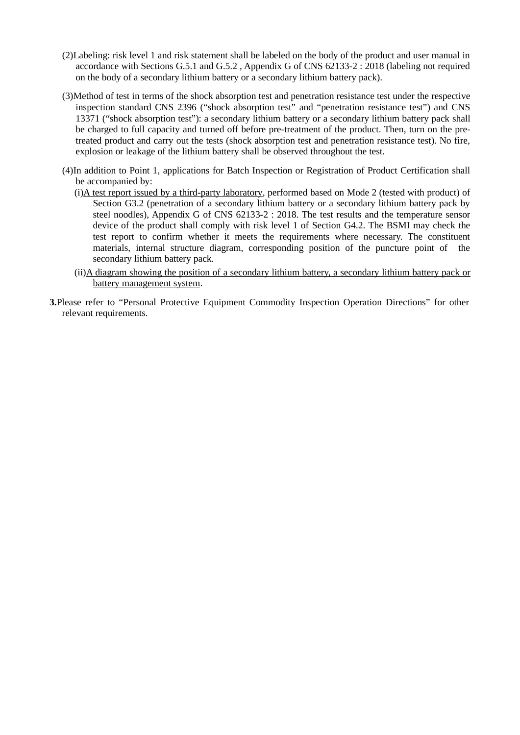(2)Labeling: risk level 1 and risk statement shall be labeled on the body of the product and user manual in accordance with Sections G.5.1 and G.5.2 , Appendix G of CNS 62133-2 : 2018 (labeling not required on the body of a secondary lithium battery or a secondary lithium battery pack).

(3)Method of test in terms of the shock absorption test and penetration resistance test under the respective inspection standard CNS 2396 ("shock absorption test" and "penetration resistance test") and CNS 13371 ("shock absorption test"): a secondary lithium battery or a secondary lithium battery pack shall be charged to full capacity and turned off before pre-treatment of the product. Then, turn on the pre-treated product and carry out the tests (shock absorption test and penetration resistance test). No fire, explosion or leakage of the lithium battery shall be observed throughout the test.

(4)In addition to Point 1, applications for Batch Inspection or Registration of Product Certification shall be accompanied by:

(i)<u>A test report issued by a third-party laboratory</u>, performed based on Mode 2 (tested with product) of Section G3.2 (penetration of a secondary lithium battery or a secondary lithium battery pack by steel noodles), Appendix G of CNS 62133-2 : 2018. The test results and the temperature sensor device of the product shall comply with risk level 1 of Section G4.2. The BSMI may check the test report to confirm whether it meets the requirements where necessary. The constituent materials, internal structure diagram, corresponding position of the puncture point of the secondary lithium battery pack.

(ii)<u>A diagram showing the position of a secondary lithium battery, a secondary lithium battery pack or battery management system</u>.

**3.**Please refer to "Personal Protective Equipment Commodity Inspection Operation Directions" for other relevant requirements.